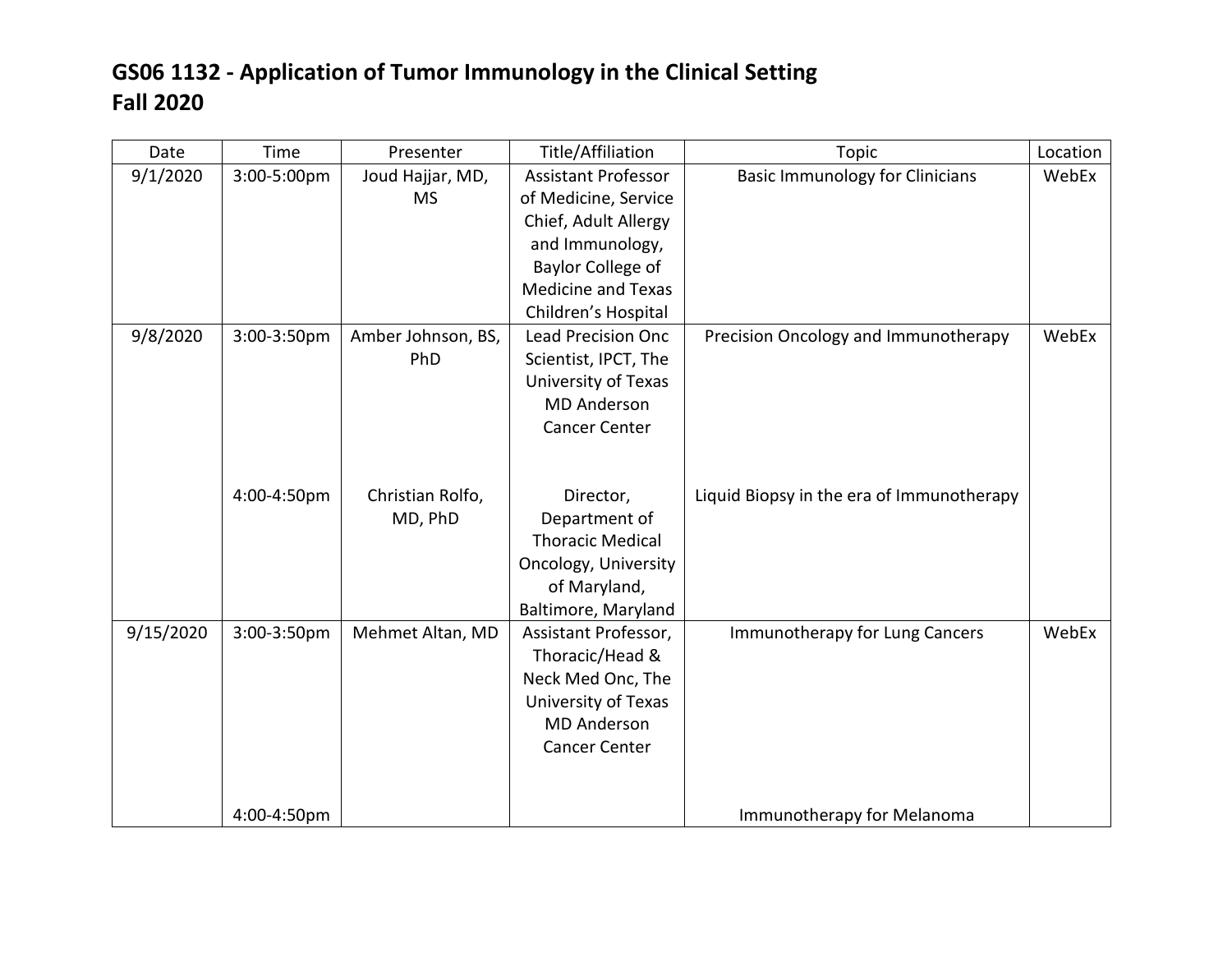# GS06 1132 - Application of Tumor Immunology in the Clinical Setting
# Fall 2020

| Date | Time | Presenter | Title/Affiliation | Topic | Location |
|---|---|---|---|---|---|
| 9/1/2020 | 3:00-5:00pm | Joud Hajjar, MD, MS | Assistant Professor of Medicine, Service Chief, Adult Allergy and Immunology, Baylor College of Medicine and Texas Children's Hospital | Basic Immunology for Clinicians | WebEx |
| 9/8/2020 | 3:00-3:50pm | Amber Johnson, BS, PhD | Lead Precision Onc Scientist, IPCT, The University of Texas MD Anderson Cancer Center | Precision Oncology and Immunotherapy | WebEx |
| | 4:00-4:50pm | Christian Rolfo, MD, PhD | Director, Department of Thoracic Medical Oncology, University of Maryland, Baltimore, Maryland | Liquid Biopsy in the era of Immunotherapy | |
| 9/15/2020 | 3:00-3:50pm | Mehmet Altan, MD | Assistant Professor, Thoracic/Head & Neck Med Onc, The University of Texas MD Anderson Cancer Center | Immunotherapy for Lung Cancers | WebEx |
| | 4:00-4:50pm | | | Immunotherapy for Melanoma | |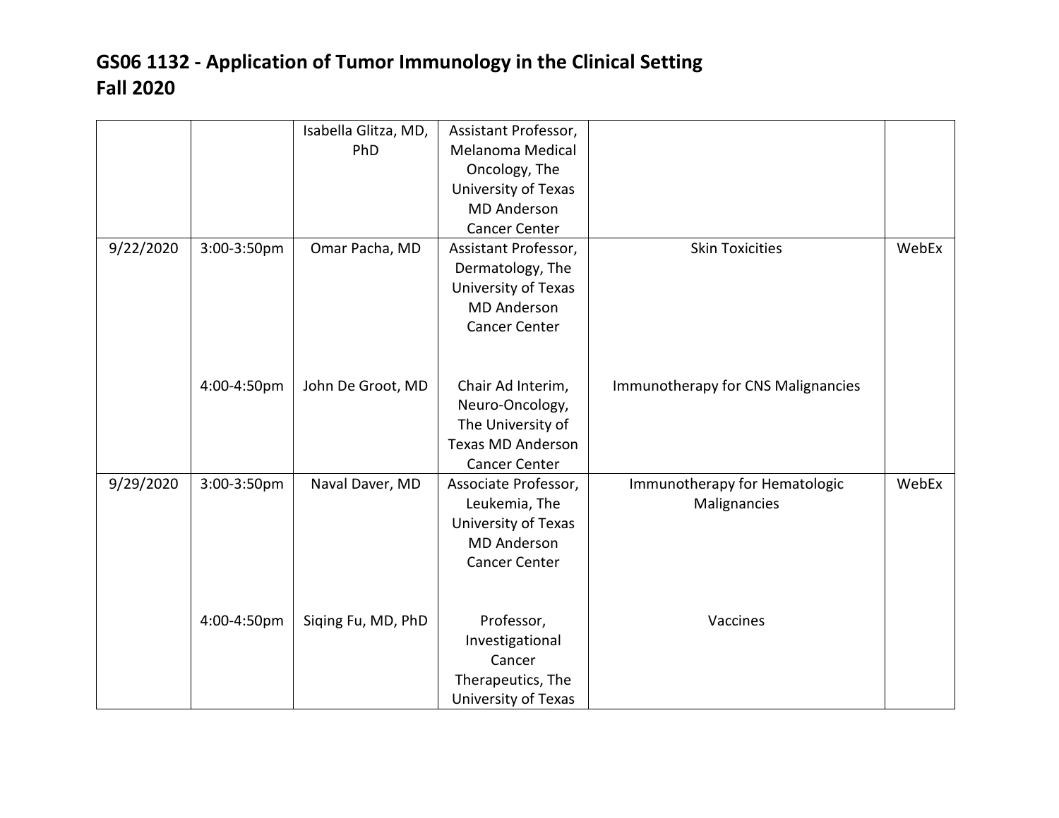# GS06 1132 - Application of Tumor Immunology in the Clinical Setting
# Fall 2020

| | | | | | |
|---|---|---|---|---|---|
| | | Isabella Glitza, MD, PhD | Assistant Professor, Melanoma Medical Oncology, The University of Texas MD Anderson Cancer Center | | |
| 9/22/2020 | 3:00-3:50pm | Omar Pacha, MD | Assistant Professor, Dermatology, The University of Texas MD Anderson Cancer Center | Skin Toxicities | WebEx |
| | 4:00-4:50pm | John De Groot, MD | Chair Ad Interim, Neuro-Oncology, The University of Texas MD Anderson Cancer Center | Immunotherapy for CNS Malignancies | |
| 9/29/2020 | 3:00-3:50pm | Naval Daver, MD | Associate Professor, Leukemia, The University of Texas MD Anderson Cancer Center | Immunotherapy for Hematologic Malignancies | WebEx |
| | 4:00-4:50pm | Siqing Fu, MD, PhD | Professor, Investigational Cancer Therapeutics, The University of Texas | Vaccines | |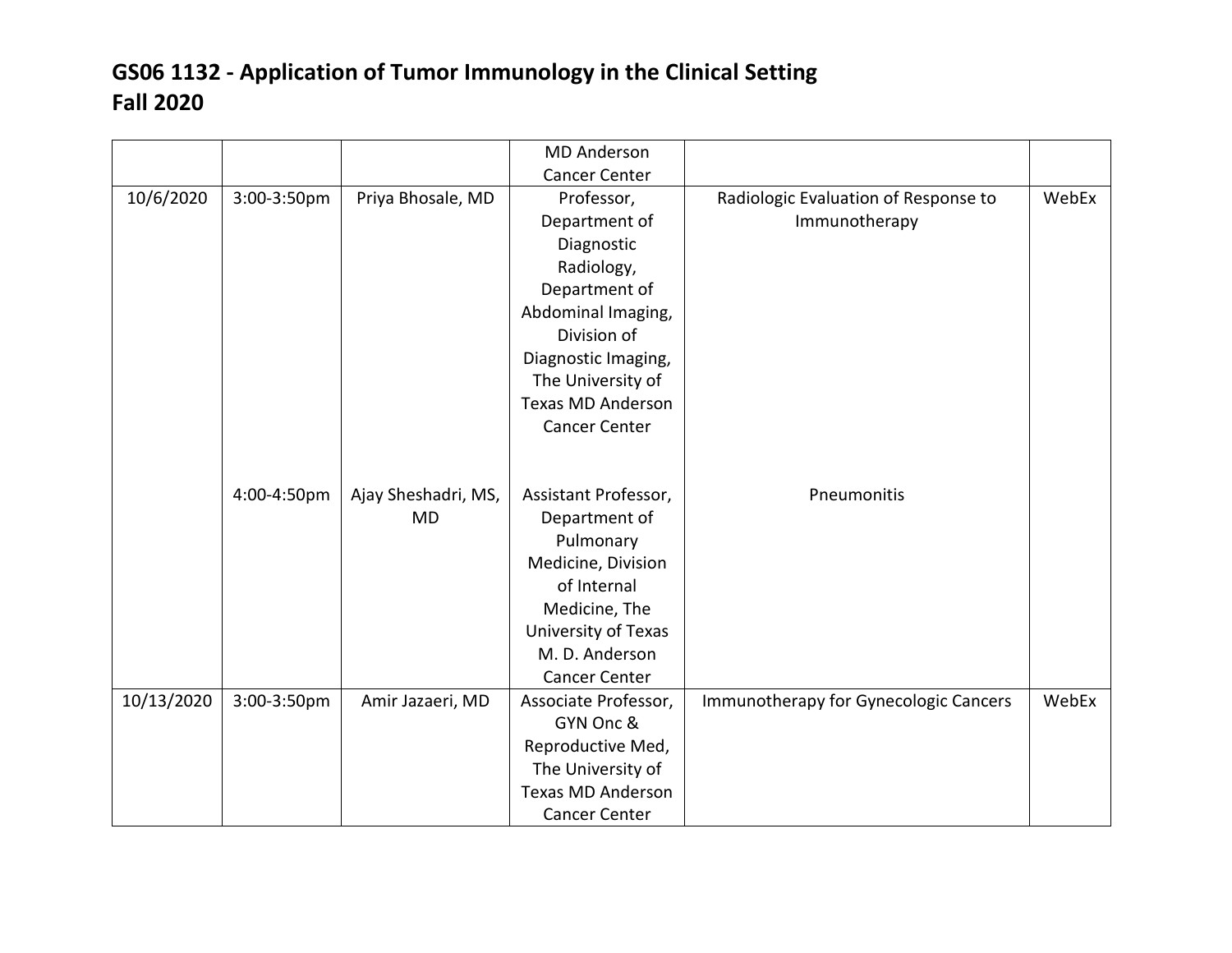# GS06 1132 - Application of Tumor Immunology in the Clinical Setting
# Fall 2020

| | | | | | |
|---|---|---|---|---|---|
| | | | MD Anderson Cancer Center | | |
| 10/6/2020 | 3:00-3:50pm | Priya Bhosale, MD | Professor, Department of Diagnostic Radiology, Department of Abdominal Imaging, Division of Diagnostic Imaging, The University of Texas MD Anderson Cancer Center | Radiologic Evaluation of Response to Immunotherapy | WebEx |
| | 4:00-4:50pm | Ajay Sheshadri, MS, MD | Assistant Professor, Department of Pulmonary Medicine, Division of Internal Medicine, The University of Texas M. D. Anderson Cancer Center | Pneumonitis | |
| 10/13/2020 | 3:00-3:50pm | Amir Jazaeri, MD | Associate Professor, GYN Onc & Reproductive Med, The University of Texas MD Anderson Cancer Center | Immunotherapy for Gynecologic Cancers | WebEx |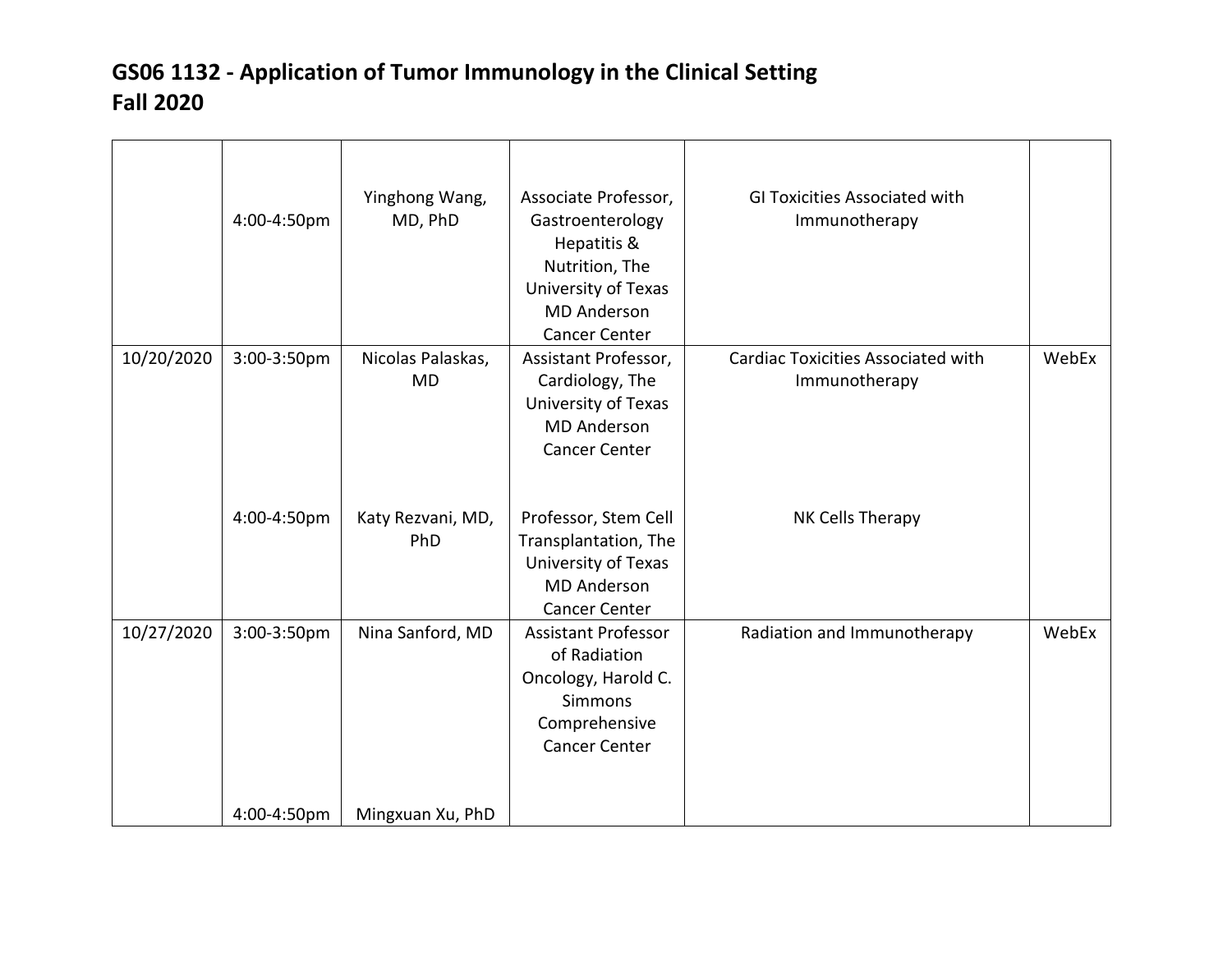## GS06 1132 - Application of Tumor Immunology in the Clinical Setting
## Fall 2020

| | | | | | |
|---|---|---|---|---|---|
| | 4:00-4:50pm | Yinghong Wang, MD, PhD | Associate Professor, Gastroenterology Hepatitis & Nutrition, The University of Texas MD Anderson Cancer Center | GI Toxicities Associated with Immunotherapy | |
| 10/20/2020 | 3:00-3:50pm | Nicolas Palaskas, MD | Assistant Professor, Cardiology, The University of Texas MD Anderson Cancer Center | Cardiac Toxicities Associated with Immunotherapy | WebEx |
| | 4:00-4:50pm | Katy Rezvani, MD, PhD | Professor, Stem Cell Transplantation, The University of Texas MD Anderson Cancer Center | NK Cells Therapy | |
| 10/27/2020 | 3:00-3:50pm | Nina Sanford, MD | Assistant Professor of Radiation Oncology, Harold C. Simmons Comprehensive Cancer Center | Radiation and Immunotherapy | WebEx |
| | 4:00-4:50pm | Mingxuan Xu, PhD | | | |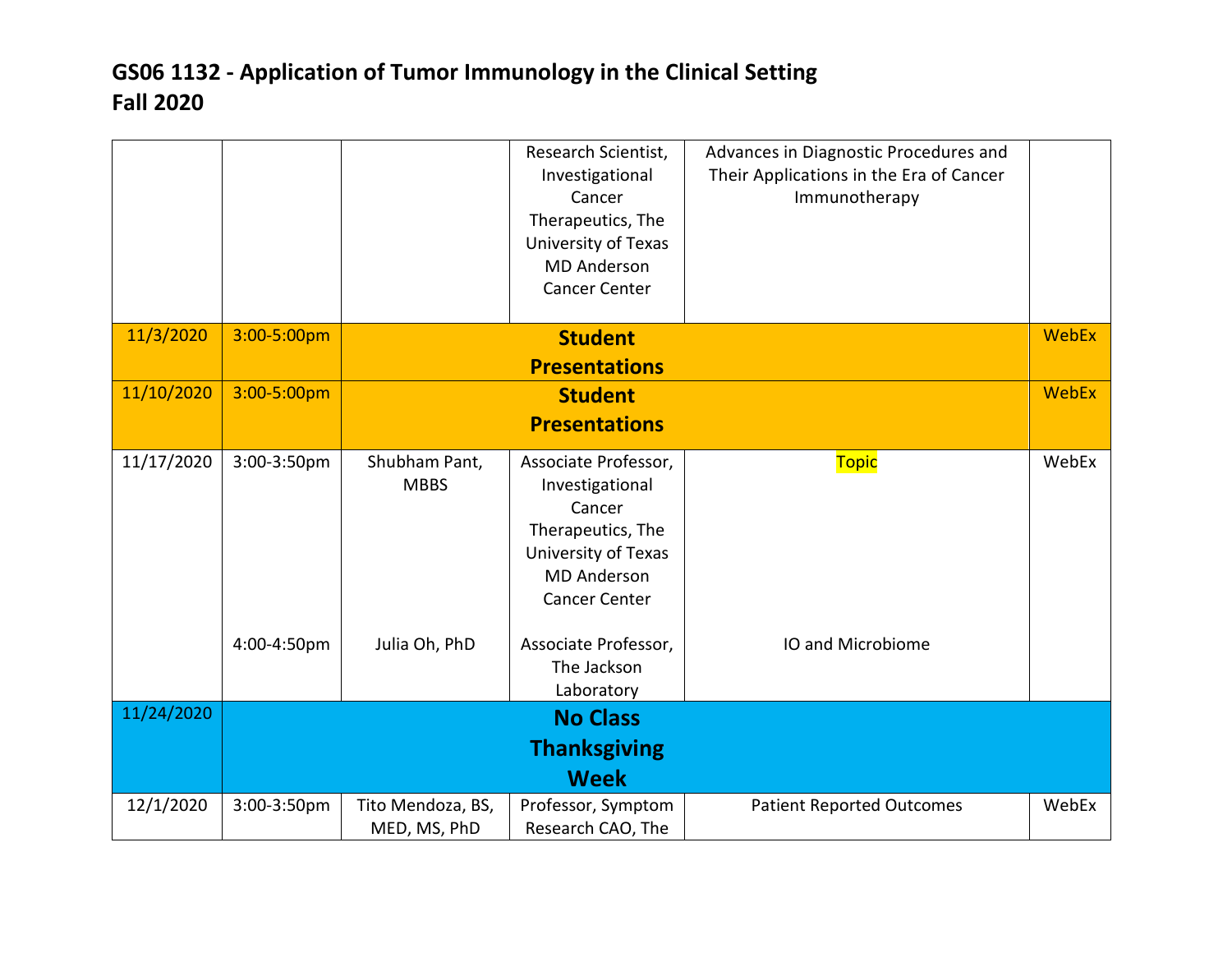# GS06 1132 - Application of Tumor Immunology in the Clinical Setting
# Fall 2020

| | | | | | |
|---|---|---|---|---|---|
| | | | Research Scientist, Investigational Cancer Therapeutics, The University of Texas MD Anderson Cancer Center | Advances in Diagnostic Procedures and Their Applications in the Era of Cancer Immunotherapy | |
| 11/3/2020 | 3:00-5:00pm | **Student Presentations** | | | WebEx |
| 11/10/2020 | 3:00-5:00pm | **Student Presentations** | | | WebEx |
| 11/17/2020 | 3:00-3:50pm | Shubham Pant, MBBS | Associate Professor, Investigational Cancer Therapeutics, The University of Texas MD Anderson Cancer Center | Topic | WebEx |
| | 4:00-4:50pm | Julia Oh, PhD | Associate Professor, The Jackson Laboratory | IO and Microbiome | |
| 11/24/2020 | **No Class Thanksgiving Week** | | | | |
| 12/1/2020 | 3:00-3:50pm | Tito Mendoza, BS, MED, MS, PhD | Professor, Symptom Research CAO, The | Patient Reported Outcomes | WebEx |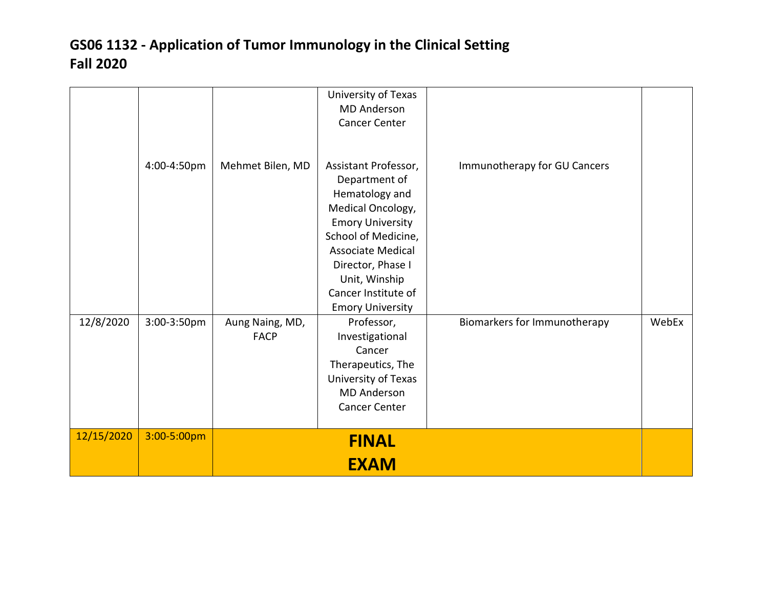# GS06 1132 - Application of Tumor Immunology in the Clinical Setting
# Fall 2020

| | | | | | |
|---|---|---|---|---|---|
| | | | University of Texas MD Anderson Cancer Center | | |
| | 4:00-4:50pm | Mehmet Bilen, MD | Assistant Professor, Department of Hematology and Medical Oncology, Emory University School of Medicine, Associate Medical Director, Phase I Unit, Winship Cancer Institute of Emory University | Immunotherapy for GU Cancers | |
| 12/8/2020 | 3:00-3:50pm | Aung Naing, MD, FACP | Professor, Investigational Cancer Therapeutics, The University of Texas MD Anderson Cancer Center | Biomarkers for Immunotherapy | WebEx |
| 12/15/2020 | 3:00-5:00pm | **FINAL EXAM** | | | |